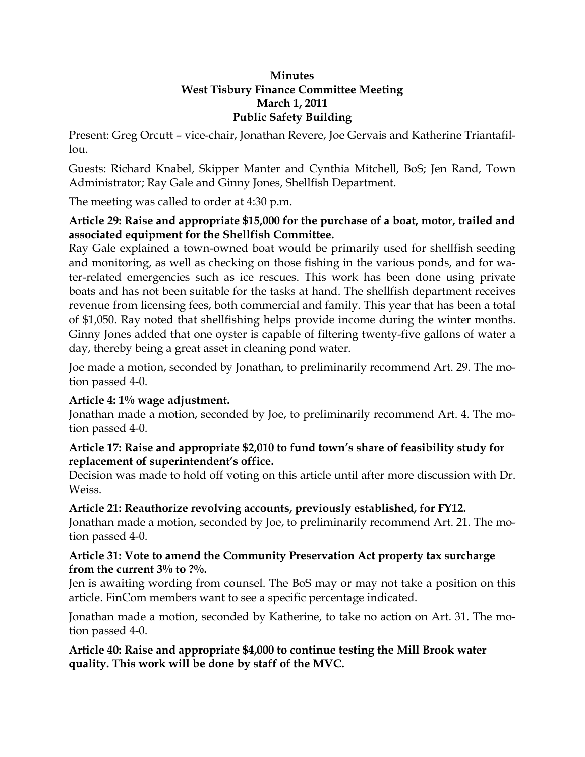**Minutes**
**West Tisbury Finance Committee Meeting**
**March 1, 2011**
**Public Safety Building**

Present: Greg Orcutt – vice-chair, Jonathan Revere, Joe Gervais and Katherine Triantafillou.

Guests: Richard Knabel, Skipper Manter and Cynthia Mitchell, BoS; Jen Rand, Town Administrator; Ray Gale and Ginny Jones, Shellfish Department.

The meeting was called to order at 4:30 p.m.

**Article 29: Raise and appropriate $15,000 for the purchase of a boat, motor, trailed and associated equipment for the Shellfish Committee.**
Ray Gale explained a town-owned boat would be primarily used for shellfish seeding and monitoring, as well as checking on those fishing in the various ponds, and for water-related emergencies such as ice rescues. This work has been done using private boats and has not been suitable for the tasks at hand. The shellfish department receives revenue from licensing fees, both commercial and family. This year that has been a total of $1,050. Ray noted that shellfishing helps provide income during the winter months. Ginny Jones added that one oyster is capable of filtering twenty-five gallons of water a day, thereby being a great asset in cleaning pond water.

Joe made a motion, seconded by Jonathan, to preliminarily recommend Art. 29. The motion passed 4-0.

**Article 4: 1% wage adjustment.**
Jonathan made a motion, seconded by Joe, to preliminarily recommend Art. 4. The motion passed 4-0.

**Article 17: Raise and appropriate $2,010 to fund town's share of feasibility study for replacement of superintendent's office.**
Decision was made to hold off voting on this article until after more discussion with Dr. Weiss.

**Article 21: Reauthorize revolving accounts, previously established, for FY12.**
Jonathan made a motion, seconded by Joe, to preliminarily recommend Art. 21. The motion passed 4-0.

**Article 31: Vote to amend the Community Preservation Act property tax surcharge from the current 3% to ?%.**
Jen is awaiting wording from counsel. The BoS may or may not take a position on this article. FinCom members want to see a specific percentage indicated.

Jonathan made a motion, seconded by Katherine, to take no action on Art. 31. The motion passed 4-0.

**Article 40: Raise and appropriate $4,000 to continue testing the Mill Brook water quality. This work will be done by staff of the MVC.**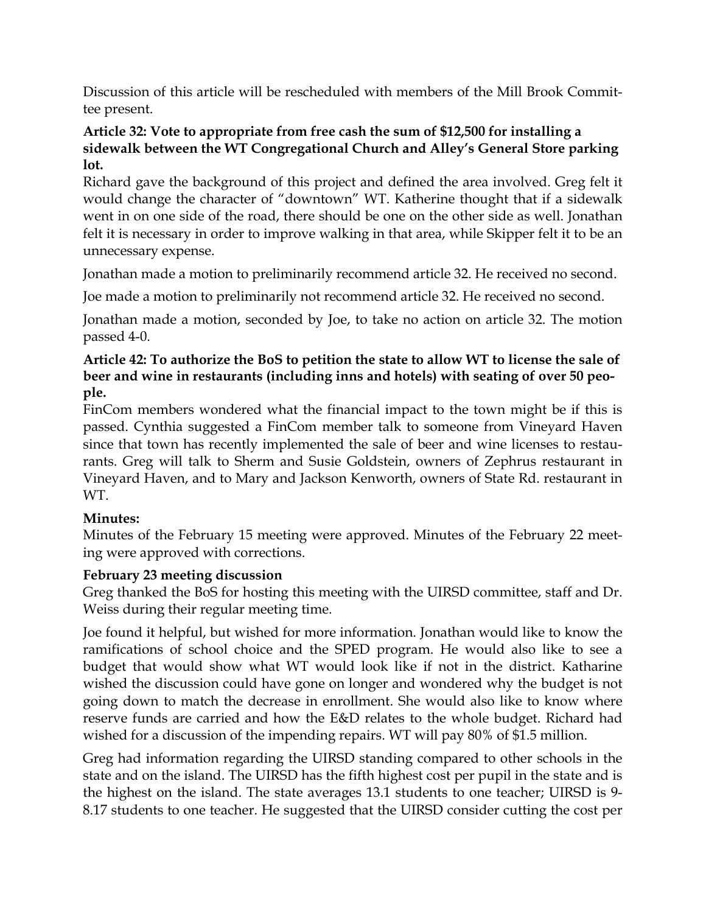Discussion of this article will be rescheduled with members of the Mill Brook Committee present.

**Article 32: Vote to appropriate from free cash the sum of $12,500 for installing a sidewalk between the WT Congregational Church and Alley's General Store parking lot.**

Richard gave the background of this project and defined the area involved. Greg felt it would change the character of "downtown" WT. Katherine thought that if a sidewalk went in on one side of the road, there should be one on the other side as well. Jonathan felt it is necessary in order to improve walking in that area, while Skipper felt it to be an unnecessary expense.

Jonathan made a motion to preliminarily recommend article 32. He received no second.

Joe made a motion to preliminarily not recommend article 32. He received no second.

Jonathan made a motion, seconded by Joe, to take no action on article 32. The motion passed 4-0.

**Article 42: To authorize the BoS to petition the state to allow WT to license the sale of beer and wine in restaurants (including inns and hotels) with seating of over 50 people.**

FinCom members wondered what the financial impact to the town might be if this is passed. Cynthia suggested a FinCom member talk to someone from Vineyard Haven since that town has recently implemented the sale of beer and wine licenses to restaurants. Greg will talk to Sherm and Susie Goldstein, owners of Zephrus restaurant in Vineyard Haven, and to Mary and Jackson Kenworth, owners of State Rd. restaurant in WT.

**Minutes:**

Minutes of the February 15 meeting were approved. Minutes of the February 22 meeting were approved with corrections.

**February 23 meeting discussion**

Greg thanked the BoS for hosting this meeting with the UIRSD committee, staff and Dr. Weiss during their regular meeting time.

Joe found it helpful, but wished for more information. Jonathan would like to know the ramifications of school choice and the SPED program. He would also like to see a budget that would show what WT would look like if not in the district. Katharine wished the discussion could have gone on longer and wondered why the budget is not going down to match the decrease in enrollment. She would also like to know where reserve funds are carried and how the E&D relates to the whole budget. Richard had wished for a discussion of the impending repairs. WT will pay 80% of $1.5 million.

Greg had information regarding the UIRSD standing compared to other schools in the state and on the island. The UIRSD has the fifth highest cost per pupil in the state and is the highest on the island. The state averages 13.1 students to one teacher; UIRSD is 9-8.17 students to one teacher. He suggested that the UIRSD consider cutting the cost per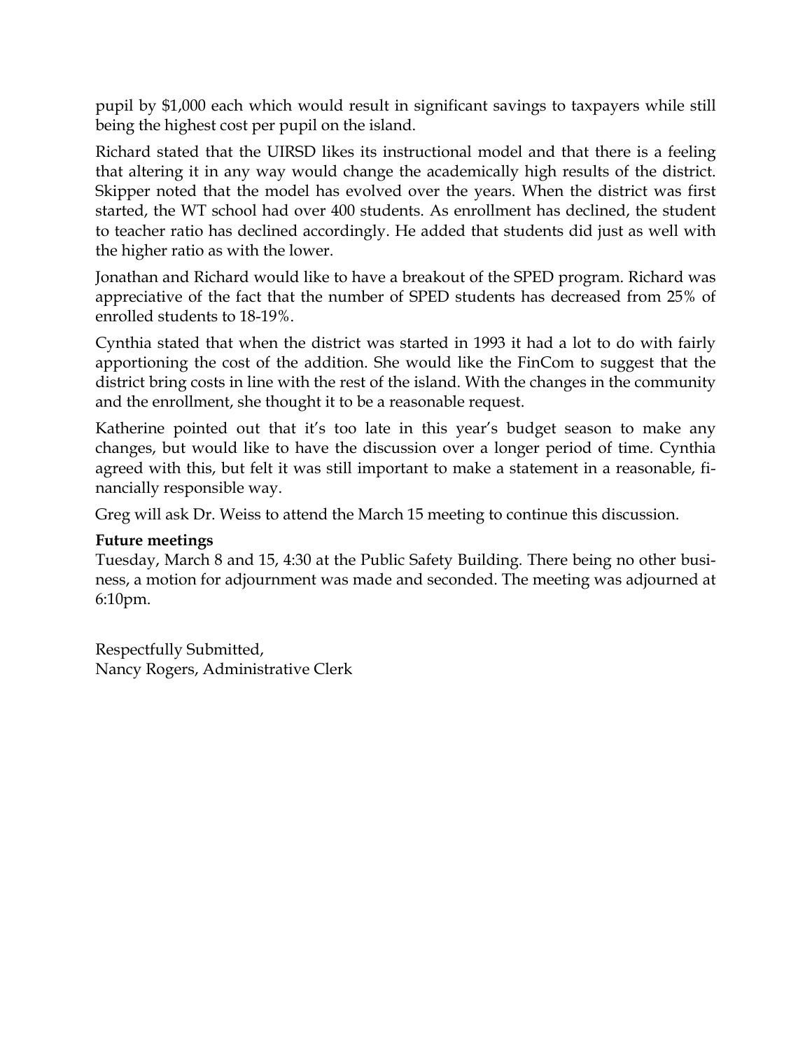pupil by $1,000 each which would result in significant savings to taxpayers while still being the highest cost per pupil on the island.

Richard stated that the UIRSD likes its instructional model and that there is a feeling that altering it in any way would change the academically high results of the district. Skipper noted that the model has evolved over the years. When the district was first started, the WT school had over 400 students. As enrollment has declined, the student to teacher ratio has declined accordingly. He added that students did just as well with the higher ratio as with the lower.

Jonathan and Richard would like to have a breakout of the SPED program. Richard was appreciative of the fact that the number of SPED students has decreased from 25% of enrolled students to 18-19%.

Cynthia stated that when the district was started in 1993 it had a lot to do with fairly apportioning the cost of the addition. She would like the FinCom to suggest that the district bring costs in line with the rest of the island. With the changes in the community and the enrollment, she thought it to be a reasonable request.

Katherine pointed out that it's too late in this year's budget season to make any changes, but would like to have the discussion over a longer period of time. Cynthia agreed with this, but felt it was still important to make a statement in a reasonable, financially responsible way.

Greg will ask Dr. Weiss to attend the March 15 meeting to continue this discussion.

**Future meetings**

Tuesday, March 8 and 15, 4:30 at the Public Safety Building. There being no other business, a motion for adjournment was made and seconded. The meeting was adjourned at 6:10pm.

Respectfully Submitted,
Nancy Rogers, Administrative Clerk